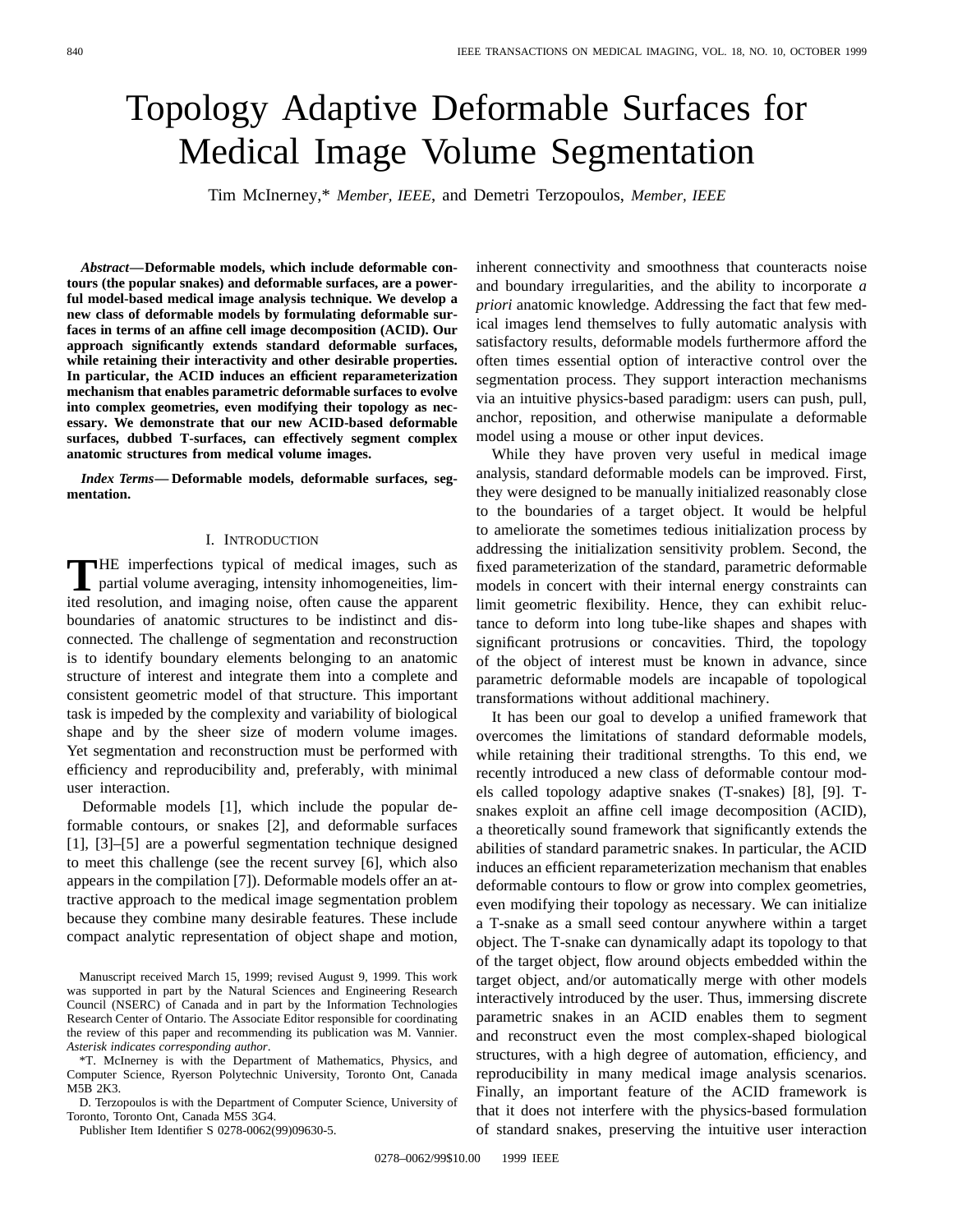# Topology Adaptive Deformable Surfaces for Medical Image Volume Segmentation

Tim McInerney,* *Member, IEEE*, and Demetri Terzopoulos, *Member, IEEE*

***Abstract*—Deformable models, which include deformable contours (the popular snakes) and deformable surfaces, are a powerful model-based medical image analysis technique. We develop a new class of deformable models by formulating deformable surfaces in terms of an affine cell image decomposition (ACID). Our approach significantly extends standard deformable surfaces, while retaining their interactivity and other desirable properties. In particular, the ACID induces an efficient reparameterization mechanism that enables parametric deformable surfaces to evolve into complex geometries, even modifying their topology as necessary. We demonstrate that our new ACID-based deformable surfaces, dubbed T-surfaces, can effectively segment complex anatomic structures from medical volume images.**

***Index Terms*— Deformable models, deformable surfaces, segmentation.**

## I. Introduction

The imperfections typical of medical images, such as partial volume averaging, intensity inhomogeneities, limited resolution, and imaging noise, often cause the apparent boundaries of anatomic structures to be indistinct and disconnected. The challenge of segmentation and reconstruction is to identify boundary elements belonging to an anatomic structure of interest and integrate them into a complete and consistent geometric model of that structure. This important task is impeded by the complexity and variability of biological shape and by the sheer size of modern volume images. Yet segmentation and reconstruction must be performed with efficiency and reproducibility and, preferably, with minimal user interaction.

Deformable models [1], which include the popular deformable contours, or snakes [2], and deformable surfaces [1], [3]–[5] are a powerful segmentation technique designed to meet this challenge (see the recent survey [6], which also appears in the compilation [7]). Deformable models offer an attractive approach to the medical image segmentation problem because they combine many desirable features. These include compact analytic representation of object shape and motion, inherent connectivity and smoothness that counteracts noise and boundary irregularities, and the ability to incorporate *a priori* anatomic knowledge. Addressing the fact that few medical images lend themselves to fully automatic analysis with satisfactory results, deformable models furthermore afford the often times essential option of interactive control over the segmentation process. They support interaction mechanisms via an intuitive physics-based paradigm: users can push, pull, anchor, reposition, and otherwise manipulate a deformable model using a mouse or other input devices.

While they have proven very useful in medical image analysis, standard deformable models can be improved. First, they were designed to be manually initialized reasonably close to the boundaries of a target object. It would be helpful to ameliorate the sometimes tedious initialization process by addressing the initialization sensitivity problem. Second, the fixed parameterization of the standard, parametric deformable models in concert with their internal energy constraints can limit geometric flexibility. Hence, they can exhibit reluctance to deform into long tube-like shapes and shapes with significant protrusions or concavities. Third, the topology of the object of interest must be known in advance, since parametric deformable models are incapable of topological transformations without additional machinery.

It has been our goal to develop a unified framework that overcomes the limitations of standard deformable models, while retaining their traditional strengths. To this end, we recently introduced a new class of deformable contour models called topology adaptive snakes (T-snakes) [8], [9]. T-snakes exploit an affine cell image decomposition (ACID), a theoretically sound framework that significantly extends the abilities of standard parametric snakes. In particular, the ACID induces an efficient reparameterization mechanism that enables deformable contours to flow or grow into complex geometries, even modifying their topology as necessary. We can initialize a T-snake as a small seed contour anywhere within a target object. The T-snake can dynamically adapt its topology to that of the target object, flow around objects embedded within the target object, and/or automatically merge with other models interactively introduced by the user. Thus, immersing discrete parametric snakes in an ACID enables them to segment and reconstruct even the most complex-shaped biological structures, with a high degree of automation, efficiency, and reproducibility in many medical image analysis scenarios. Finally, an important feature of the ACID framework is that it does not interfere with the physics-based formulation of standard snakes, preserving the intuitive user interaction

---

Manuscript received March 15, 1999; revised August 9, 1999. This work was supported in part by the Natural Sciences and Engineering Research Council (NSERC) of Canada and in part by the Information Technologies Research Center of Ontario. The Associate Editor responsible for coordinating the review of this paper and recommending its publication was M. Vannier. *Asterisk indicates corresponding author*.

*T. McInerney is with the Department of Mathematics, Physics, and Computer Science, Ryerson Polytechnic University, Toronto Ont, Canada M5B 2K3.

D. Terzopoulos is with the Department of Computer Science, University of Toronto, Toronto Ont, Canada M5S 3G4.

Publisher Item Identifier S 0278-0062(99)09630-5.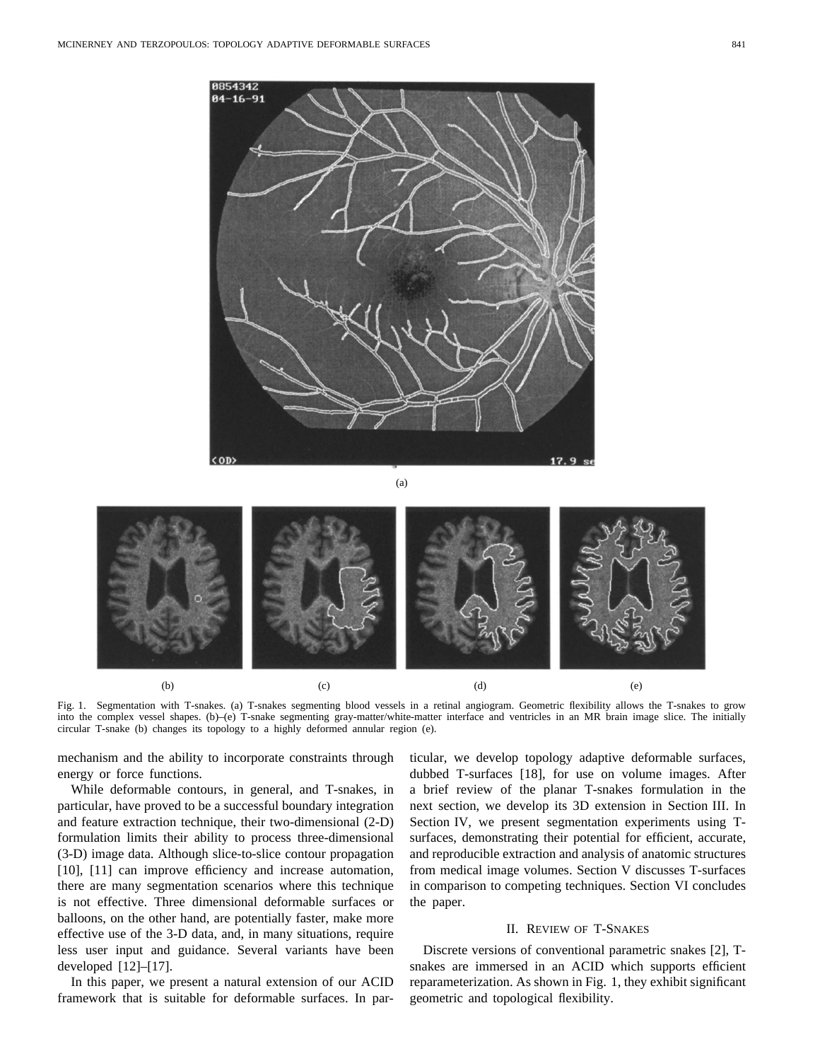(a)

(b) (c) (d) (e)

Fig. 1. Segmentation with T-snakes. (a) T-snakes segmenting blood vessels in a retinal angiogram. Geometric flexibility allows the T-snakes to grow into the complex vessel shapes. (b)–(e) T-snake segmenting gray-matter/white-matter interface and ventricles in an MR brain image slice. The initially circular T-snake (b) changes its topology to a highly deformed annular region (e).

mechanism and the ability to incorporate constraints through energy or force functions.

While deformable contours, in general, and T-snakes, in particular, have proved to be a successful boundary integration and feature extraction technique, their two-dimensional (2-D) formulation limits their ability to process three-dimensional (3-D) image data. Although slice-to-slice contour propagation [10], [11] can improve efficiency and increase automation, there are many segmentation scenarios where this technique is not effective. Three dimensional deformable surfaces or balloons, on the other hand, are potentially faster, make more effective use of the 3-D data, and, in many situations, require less user input and guidance. Several variants have been developed [12]–[17].

In this paper, we present a natural extension of our ACID framework that is suitable for deformable surfaces. In particular, we develop topology adaptive deformable surfaces, dubbed T-surfaces [18], for use on volume images. After a brief review of the planar T-snakes formulation in the next section, we develop its 3D extension in Section III. In Section IV, we present segmentation experiments using T-surfaces, demonstrating their potential for efficient, accurate, and reproducible extraction and analysis of anatomic structures from medical image volumes. Section V discusses T-surfaces in comparison to competing techniques. Section VI concludes the paper.

## II. Review of T-Snakes

Discrete versions of conventional parametric snakes [2], T-snakes are immersed in an ACID which supports efficient reparameterization. As shown in Fig. 1, they exhibit significant geometric and topological flexibility.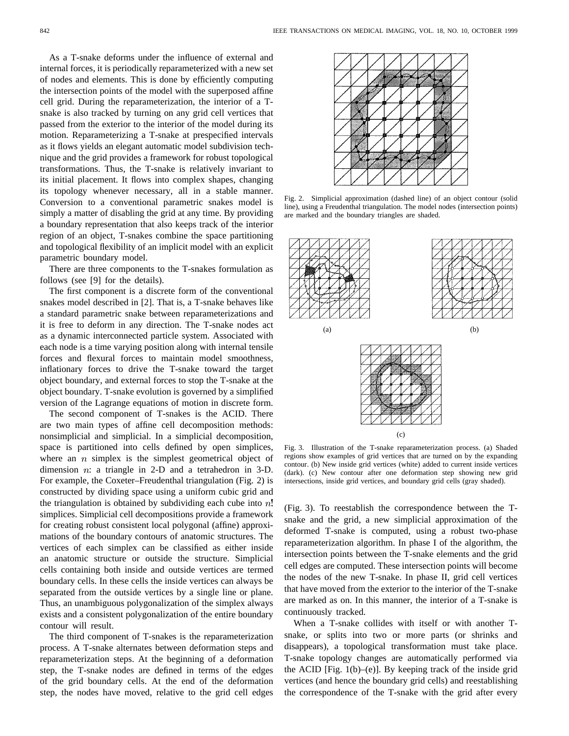As a T-snake deforms under the influence of external and internal forces, it is periodically reparameterized with a new set of nodes and elements. This is done by efficiently computing the intersection points of the model with the superposed affine cell grid. During the reparameterization, the interior of a T-snake is also tracked by turning on any grid cell vertices that passed from the exterior to the interior of the model during its motion. Reparameterizing a T-snake at prespecified intervals as it flows yields an elegant automatic model subdivision technique and the grid provides a framework for robust topological transformations. Thus, the T-snake is relatively invariant to its initial placement. It flows into complex shapes, changing its topology whenever necessary, all in a stable manner. Conversion to a conventional parametric snakes model is simply a matter of disabling the grid at any time. By providing a boundary representation that also keeps track of the interior region of an object, T-snakes combine the space partitioning and topological flexibility of an implicit model with an explicit parametric boundary model.

There are three components to the T-snakes formulation as follows (see [9] for the details).

The first component is a discrete form of the conventional snakes model described in [2]. That is, a T-snake behaves like a standard parametric snake between reparameterizations and it is free to deform in any direction. The T-snake nodes act as a dynamic interconnected particle system. Associated with each node is a time varying position along with internal tensile forces and flexural forces to maintain model smoothness, inflationary forces to drive the T-snake toward the target object boundary, and external forces to stop the T-snake at the object boundary. T-snake evolution is governed by a simplified version of the Lagrange equations of motion in discrete form.

The second component of T-snakes is the ACID. There are two main types of affine cell decomposition methods: nonsimplicial and simplicial. In a simplicial decomposition, space is partitioned into cells defined by open simplices, where an $n$ simplex is the simplest geometrical object of dimension $n$: a triangle in 2-D and a tetrahedron in 3-D. For example, the Coxeter–Freudenthal triangulation (Fig. 2) is constructed by dividing space using a uniform cubic grid and the triangulation is obtained by subdividing each cube into $n!$ simplices. Simplicial cell decompositions provide a framework for creating robust consistent local polygonal (affine) approximations of the boundary contours of anatomic structures. The vertices of each simplex can be classified as either inside an anatomic structure or outside the structure. Simplicial cells containing both inside and outside vertices are termed boundary cells. In these cells the inside vertices can always be separated from the outside vertices by a single line or plane. Thus, an unambiguous polygonalization of the simplex always exists and a consistent polygonalization of the entire boundary contour will result.

The third component of T-snakes is the reparameterization process. A T-snake alternates between deformation steps and reparameterization steps. At the beginning of a deformation step, the T-snake nodes are defined in terms of the edges of the grid boundary cells. At the end of the deformation step, the nodes have moved, relative to the grid cell edges (Fig. 3). To reestablish the correspondence between the T-snake and the grid, a new simplicial approximation of the deformed T-snake is computed, using a robust two-phase reparameterization algorithm. In phase I of the algorithm, the intersection points between the T-snake elements and the grid cell edges are computed. These intersection points will become the nodes of the new T-snake. In phase II, grid cell vertices that have moved from the exterior to the interior of the T-snake are marked as on. In this manner, the interior of a T-snake is continuously tracked.

Fig. 2. Simplicial approximation (dashed line) of an object contour (solid line), using a Freudenthal triangulation. The model nodes (intersection points) are marked and the boundary triangles are shaded.

Fig. 3. Illustration of the T-snake reparameterization process. (a) Shaded regions show examples of grid vertices that are turned on by the expanding contour. (b) New inside grid vertices (white) added to current inside vertices (dark). (c) New contour after one deformation step showing new grid intersections, inside grid vertices, and boundary grid cells (gray shaded).

When a T-snake collides with itself or with another T-snake, or splits into two or more parts (or shrinks and disappears), a topological transformation must take place. T-snake topology changes are automatically performed via the ACID [Fig. 1(b)–(e)]. By keeping track of the inside grid vertices (and hence the boundary grid cells) and reestablishing the correspondence of the T-snake with the grid after every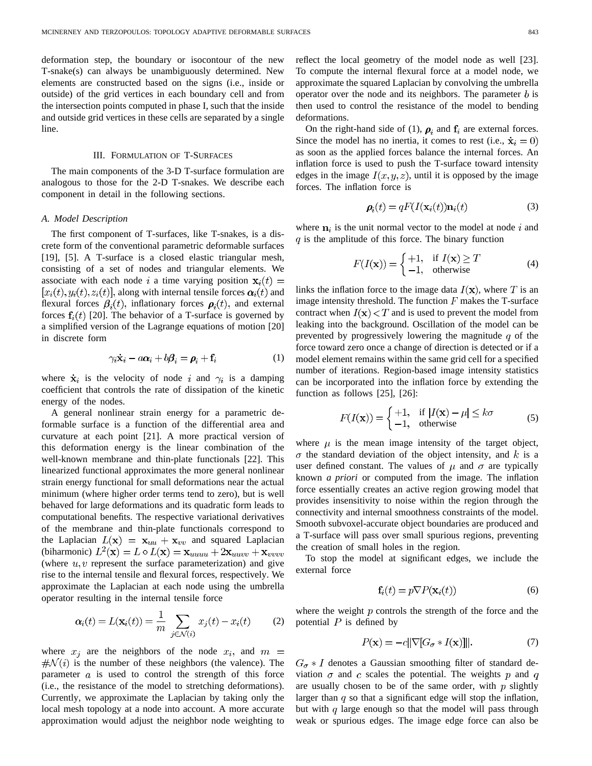deformation step, the boundary or isocontour of the new T-snake(s) can always be unambiguously determined. New elements are constructed based on the signs (i.e., inside or outside) of the grid vertices in each boundary cell and from the intersection points computed in phase I, such that the inside and outside grid vertices in these cells are separated by a single line.

## III. Formulation of T-Surfaces

The main components of the 3-D T-surface formulation are analogous to those for the 2-D T-snakes. We describe each component in detail in the following sections.

### A. Model Description

The first component of T-surfaces, like T-snakes, is a discrete form of the conventional parametric deformable surfaces [19], [5]. A T-surface is a closed elastic triangular mesh, consisting of a set of nodes and triangular elements. We associate with each node $i$ a time varying position $\mathbf{x}_i(t) = [x_i(t), y_i(t), z_i(t)]$, along with internal tensile forces $\boldsymbol{\alpha}_i(t)$ and flexural forces $\boldsymbol{\beta}_i(t)$, inflationary forces $\boldsymbol{\rho}_i(t)$, and external forces $\mathbf{f}_i(t)$ [20]. The behavior of a T-surface is governed by a simplified version of the Lagrange equations of motion [20] in discrete form

$$\gamma_i \dot{\mathbf{x}}_i - a\boldsymbol{\alpha}_i + b\boldsymbol{\beta}_i = \boldsymbol{\rho}_i + \mathbf{f}_i \tag{1}$$

where $\dot{\mathbf{x}}_i$ is the velocity of node $i$ and $\gamma_i$ is a damping coefficient that controls the rate of dissipation of the kinetic energy of the nodes.

A general nonlinear strain energy for a parametric deformable surface is a function of the differential area and curvature at each point [21]. A more practical version of this deformation energy is the linear combination of the well-known membrane and thin-plate functionals [22]. This linearized functional approximates the more general nonlinear strain energy functional for small deformations near the actual minimum (where higher order terms tend to zero), but is well behaved for large deformations and its quadratic form leads to computational benefits. The respective variational derivatives of the membrane and thin-plate functionals correspond to the Laplacian $L(\mathbf{x}) = \mathbf{x}_{uu} + \mathbf{x}_{vv}$ and squared Laplacian (biharmonic) $L^2(\mathbf{x}) = L \circ L(\mathbf{x}) = \mathbf{x}_{uuuu} + 2\mathbf{x}_{uuvv} + \mathbf{x}_{vvvv}$ (where $u, v$ represent the surface parameterization) and give rise to the internal tensile and flexural forces, respectively. We approximate the Laplacian at each node using the umbrella operator resulting in the internal tensile force

$$\boldsymbol{\alpha}_i(t) = L(\mathbf{x}_i(t)) = \frac{1}{m} \sum_{j \in \mathcal{N}(i)} x_j(t) - x_i(t) \tag{2}$$

where $x_j$ are the neighbors of the node $x_i$, and $m = \#\mathcal{N}(i)$ is the number of these neighbors (the valence). The parameter $a$ is used to control the strength of this force (i.e., the resistance of the model to stretching deformations). Currently, we approximate the Laplacian by taking only the local mesh topology at a node into account. A more accurate approximation would adjust the neighbor node weighting to reflect the local geometry of the model node as well [23]. To compute the internal flexural force at a model node, we approximate the squared Laplacian by convolving the umbrella operator over the node and its neighbors. The parameter $b$ is then used to control the resistance of the model to bending deformations.

On the right-hand side of (1), $\boldsymbol{\rho}_i$ and $\mathbf{f}_i$ are external forces. Since the model has no inertia, it comes to rest (i.e., $\dot{\mathbf{x}}_i = 0$) as soon as the applied forces balance the internal forces. An inflation force is used to push the T-surface toward intensity edges in the image $I(x, y, z)$, until it is opposed by the image forces. The inflation force is

$$\boldsymbol{\rho}_i(t) = qF(I(\mathbf{x}_i(t)))\mathbf{n}_i(t) \tag{3}$$

where $\mathbf{n}_i$ is the unit normal vector to the model at node $i$ and $q$ is the amplitude of this force. The binary function

$$F(I(\mathbf{x})) = \begin{cases} +1, & \text{if } I(\mathbf{x}) \geq T \\ -1, & \text{otherwise} \end{cases} \tag{4}$$

links the inflation force to the image data $I(\mathbf{x})$, where $T$ is an image intensity threshold. The function $F$ makes the T-surface contract when $I(\mathbf{x}) < T$ and is used to prevent the model from leaking into the background. Oscillation of the model can be prevented by progressively lowering the magnitude $q$ of the force toward zero once a change of direction is detected or if a model element remains within the same grid cell for a specified number of iterations. Region-based image intensity statistics can be incorporated into the inflation force by extending the function as follows [25], [26]:

$$F(I(\mathbf{x})) = \begin{cases} +1, & \text{if } |I(\mathbf{x}) - \mu| \leq k\sigma \\ -1, & \text{otherwise} \end{cases} \tag{5}$$

where $\mu$ is the mean image intensity of the target object, $\sigma$ the standard deviation of the object intensity, and $k$ is a user defined constant. The values of $\mu$ and $\sigma$ are typically known *a priori* or computed from the image. The inflation force essentially creates an active region growing model that provides insensitivity to noise within the region through the connectivity and internal smoothness constraints of the model. Smooth subvoxel-accurate object boundaries are produced and a T-surface will pass over small spurious regions, preventing the creation of small holes in the region.

To stop the model at significant edges, we include the external force

$$\mathbf{f}_i(t) = p\nabla P(\mathbf{x}_i(t)) \tag{6}$$

where the weight $p$ controls the strength of the force and the potential $P$ is defined by

$$P(\mathbf{x}) = -c\|\nabla[G_\sigma * I(\mathbf{x})]\|. \tag{7}$$

$G_\sigma * I$ denotes a Gaussian smoothing filter of standard deviation $\sigma$ and $c$ scales the potential. The weights $p$ and $q$ are usually chosen to be of the same order, with $p$ slightly larger than $q$ so that a significant edge will stop the inflation, but with $q$ large enough so that the model will pass through weak or spurious edges. The image edge force can also be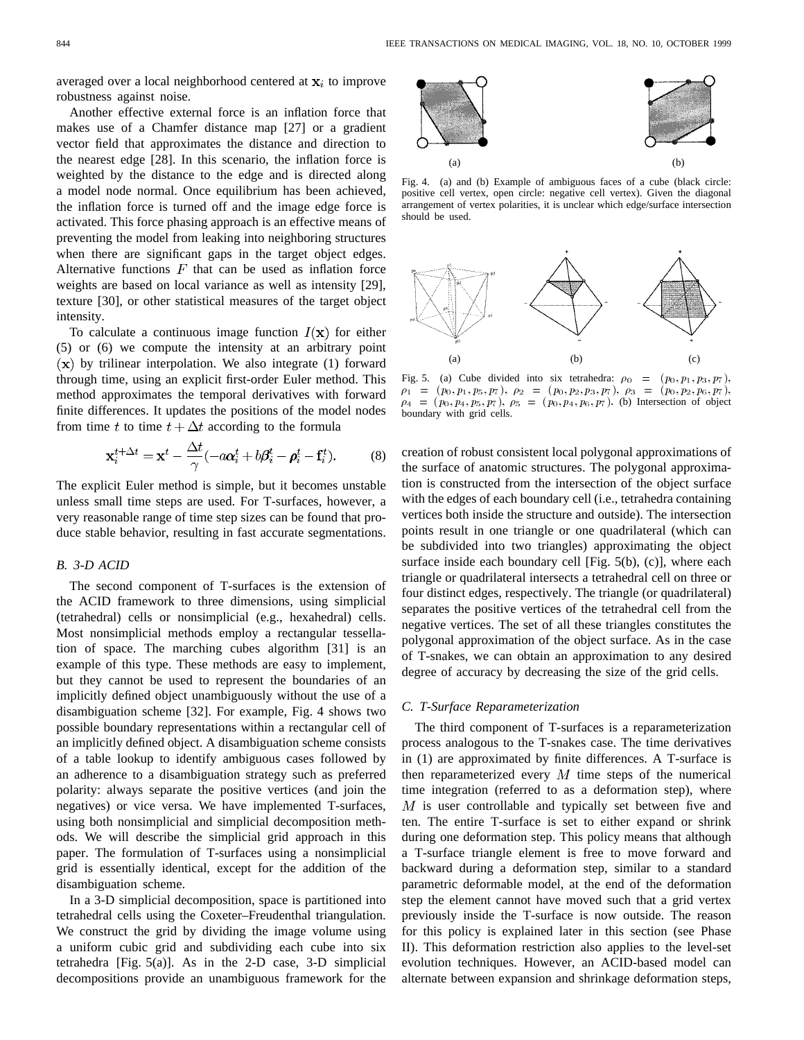averaged over a local neighborhood centered at $\mathbf{x}_i$ to improve robustness against noise.

Another effective external force is an inflation force that makes use of a Chamfer distance map [27] or a gradient vector field that approximates the distance and direction to the nearest edge [28]. In this scenario, the inflation force is weighted by the distance to the edge and is directed along a model node normal. Once equilibrium has been achieved, the inflation force is turned off and the image edge force is activated. This force phasing approach is an effective means of preventing the model from leaking into neighboring structures when there are significant gaps in the target object edges. Alternative functions $F$ that can be used as inflation force weights are based on local variance as well as intensity [29], texture [30], or other statistical measures of the target object intensity.

To calculate a continuous image function $I(\mathbf{x})$ for either (5) or (6) we compute the intensity at an arbitrary point $(\mathbf{x})$ by trilinear interpolation. We also integrate (1) forward through time, using an explicit first-order Euler method. This method approximates the temporal derivatives with forward finite differences. It updates the positions of the model nodes from time $t$ to time $t + \Delta t$ according to the formula

$$\mathbf{x}_i^{t+\Delta t} = \mathbf{x}^t - \frac{\Delta t}{\gamma}(-a\boldsymbol{\alpha}_i^t + b\boldsymbol{\beta}_i^t - \boldsymbol{\rho}_i^t - \mathbf{f}_i^t). \tag{8}$$

The explicit Euler method is simple, but it becomes unstable unless small time steps are used. For T-surfaces, however, a very reasonable range of time step sizes can be found that produce stable behavior, resulting in fast accurate segmentations.

### B. 3-D ACID

The second component of T-surfaces is the extension of the ACID framework to three dimensions, using simplicial (tetrahedral) cells or nonsimplicial (e.g., hexahedral) cells. Most nonsimplicial methods employ a rectangular tessellation of space. The marching cubes algorithm [31] is an example of this type. These methods are easy to implement, but they cannot be used to represent the boundaries of an implicitly defined object unambiguously without the use of a disambiguation scheme [32]. For example, Fig. 4 shows two possible boundary representations within a rectangular cell of an implicitly defined object. A disambiguation scheme consists of a table lookup to identify ambiguous cases followed by an adherence to a disambiguation strategy such as preferred polarity: always separate the positive vertices (and join the negatives) or vice versa. We have implemented T-surfaces, using both nonsimplicial and simplicial decomposition methods. We will describe the simplicial grid approach in this paper. The formulation of T-surfaces using a nonsimplicial grid is essentially identical, except for the addition of the disambiguation scheme.

Fig. 4. (a) and (b) Example of ambiguous faces of a cube (black circle: positive cell vertex, open circle: negative cell vertex). Given the diagonal arrangement of vertex polarities, it is unclear which edge/surface intersection should be used.

Fig. 5. (a) Cube divided into six tetrahedra: $\rho_0 = (p_0, p_1, p_3, p_7)$, $\rho_1 = (p_0, p_1, p_5, p_7)$, $\rho_2 = (p_0, p_2, p_3, p_7)$, $\rho_3 = (p_0, p_2, p_6, p_7)$, $\rho_4 = (p_0, p_4, p_5, p_7)$, $\rho_5 = (p_0, p_4, p_6, p_7)$. (b) Intersection of object boundary with grid cells.

In a 3-D simplicial decomposition, space is partitioned into tetrahedral cells using the Coxeter–Freudenthal triangulation. We construct the grid by dividing the image volume using a uniform cubic grid and subdividing each cube into six tetrahedra [Fig. 5(a)]. As in the 2-D case, 3-D simplicial decompositions provide an unambiguous framework for the creation of robust consistent local polygonal approximations of the surface of anatomic structures. The polygonal approximation is constructed from the intersection of the object surface with the edges of each boundary cell (i.e., tetrahedra containing vertices both inside the structure and outside). The intersection points result in one triangle or one quadrilateral (which can be subdivided into two triangles) approximating the object surface inside each boundary cell [Fig. 5(b), (c)], where each triangle or quadrilateral intersects a tetrahedral cell on three or four distinct edges, respectively. The triangle (or quadrilateral) separates the positive vertices of the tetrahedral cell from the negative vertices. The set of all these triangles constitutes the polygonal approximation of the object surface. As in the case of T-snakes, we can obtain an approximation to any desired degree of accuracy by decreasing the size of the grid cells.

### C. T-Surface Reparameterization

The third component of T-surfaces is a reparameterization process analogous to the T-snakes case. The time derivatives in (1) are approximated by finite differences. A T-surface is then reparameterized every $M$ time steps of the numerical time integration (referred to as a deformation step), where $M$ is user controllable and typically set between five and ten. The entire T-surface is set to either expand or shrink during one deformation step. This policy means that although a T-surface triangle element is free to move forward and backward during a deformation step, similar to a standard parametric deformable model, at the end of the deformation step the element cannot have moved such that a grid vertex previously inside the T-surface is now outside. The reason for this policy is explained later in this section (see Phase II). This deformation restriction also applies to the level-set evolution techniques. However, an ACID-based model can alternate between expansion and shrinkage deformation steps,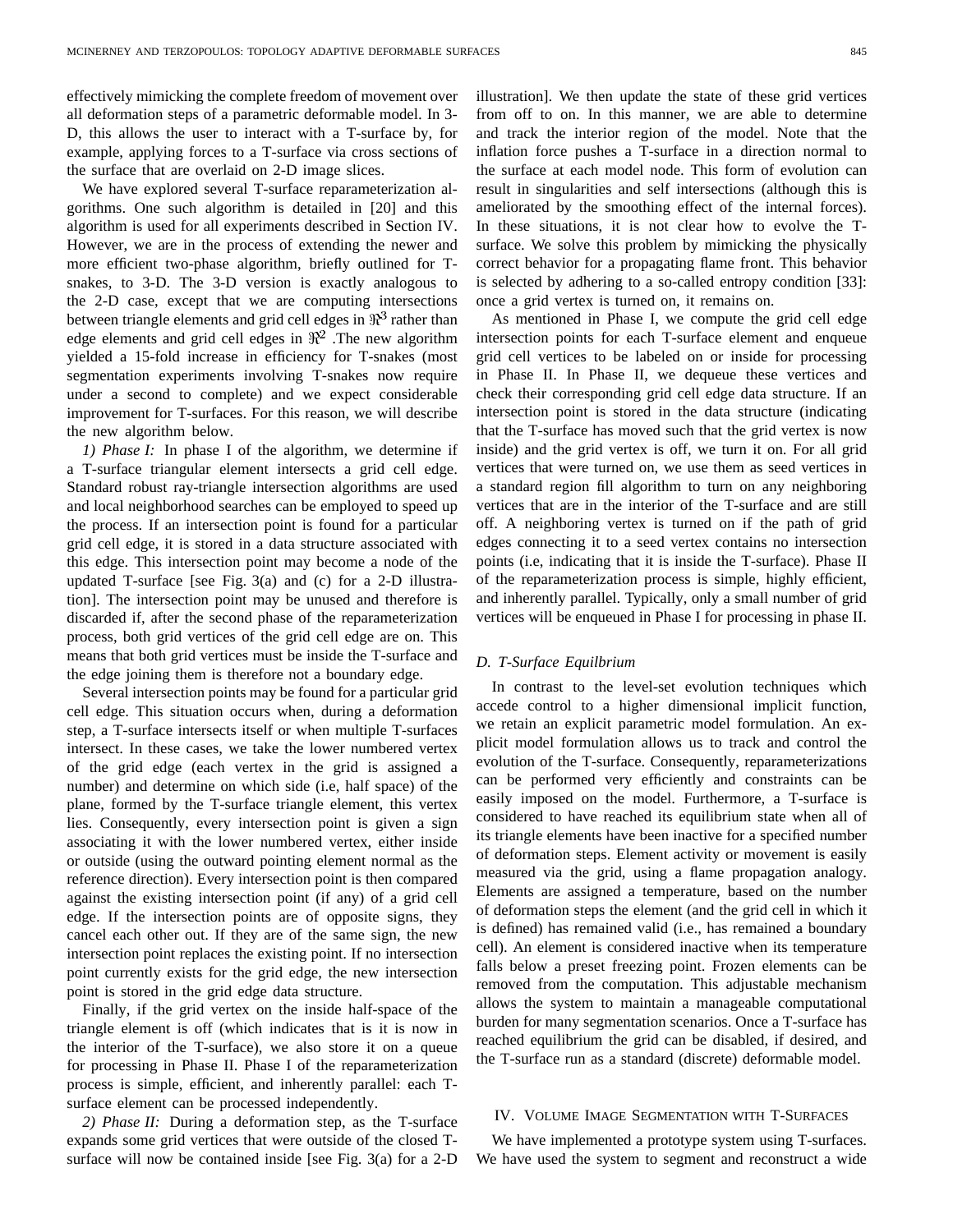effectively mimicking the complete freedom of movement over all deformation steps of a parametric deformable model. In 3-D, this allows the user to interact with a T-surface by, for example, applying forces to a T-surface via cross sections of the surface that are overlaid on 2-D image slices.

We have explored several T-surface reparameterization algorithms. One such algorithm is detailed in [20] and this algorithm is used for all experiments described in Section IV. However, we are in the process of extending the newer and more efficient two-phase algorithm, briefly outlined for T-snakes, to 3-D. The 3-D version is exactly analogous to the 2-D case, except that we are computing intersections between triangle elements and grid cell edges in $\Re^3$ rather than edge elements and grid cell edges in $\Re^2$ .The new algorithm yielded a 15-fold increase in efficiency for T-snakes (most segmentation experiments involving T-snakes now require under a second to complete) and we expect considerable improvement for T-surfaces. For this reason, we will describe the new algorithm below.

*1) Phase I:* In phase I of the algorithm, we determine if a T-surface triangular element intersects a grid cell edge. Standard robust ray-triangle intersection algorithms are used and local neighborhood searches can be employed to speed up the process. If an intersection point is found for a particular grid cell edge, it is stored in a data structure associated with this edge. This intersection point may become a node of the updated T-surface [see Fig. 3(a) and (c) for a 2-D illustration]. The intersection point may be unused and therefore is discarded if, after the second phase of the reparameterization process, both grid vertices of the grid cell edge are on. This means that both grid vertices must be inside the T-surface and the edge joining them is therefore not a boundary edge.

Several intersection points may be found for a particular grid cell edge. This situation occurs when, during a deformation step, a T-surface intersects itself or when multiple T-surfaces intersect. In these cases, we take the lower numbered vertex of the grid edge (each vertex in the grid is assigned a number) and determine on which side (i.e, half space) of the plane, formed by the T-surface triangle element, this vertex lies. Consequently, every intersection point is given a sign associating it with the lower numbered vertex, either inside or outside (using the outward pointing element normal as the reference direction). Every intersection point is then compared against the existing intersection point (if any) of a grid cell edge. If the intersection points are of opposite signs, they cancel each other out. If they are of the same sign, the new intersection point replaces the existing point. If no intersection point currently exists for the grid edge, the new intersection point is stored in the grid edge data structure.

Finally, if the grid vertex on the inside half-space of the triangle element is off (which indicates that is it is now in the interior of the T-surface), we also store it on a queue for processing in Phase II. Phase I of the reparameterization process is simple, efficient, and inherently parallel: each T-surface element can be processed independently.

*2) Phase II:* During a deformation step, as the T-surface expands some grid vertices that were outside of the closed T-surface will now be contained inside [see Fig. 3(a) for a 2-D illustration]. We then update the state of these grid vertices from off to on. In this manner, we are able to determine and track the interior region of the model. Note that the inflation force pushes a T-surface in a direction normal to the surface at each model node. This form of evolution can result in singularities and self intersections (although this is ameliorated by the smoothing effect of the internal forces). In these situations, it is not clear how to evolve the T-surface. We solve this problem by mimicking the physically correct behavior for a propagating flame front. This behavior is selected by adhering to a so-called entropy condition [33]: once a grid vertex is turned on, it remains on.

As mentioned in Phase I, we compute the grid cell edge intersection points for each T-surface element and enqueue grid cell vertices to be labeled on or inside for processing in Phase II. In Phase II, we dequeue these vertices and check their corresponding grid cell edge data structure. If an intersection point is stored in the data structure (indicating that the T-surface has moved such that the grid vertex is now inside) and the grid vertex is off, we turn it on. For all grid vertices that were turned on, we use them as seed vertices in a standard region fill algorithm to turn on any neighboring vertices that are in the interior of the T-surface and are still off. A neighboring vertex is turned on if the path of grid edges connecting it to a seed vertex contains no intersection points (i.e, indicating that it is inside the T-surface). Phase II of the reparameterization process is simple, highly efficient, and inherently parallel. Typically, only a small number of grid vertices will be enqueued in Phase I for processing in phase II.

### *D. T-Surface Equilbrium*

In contrast to the level-set evolution techniques which accede control to a higher dimensional implicit function, we retain an explicit parametric model formulation. An explicit model formulation allows us to track and control the evolution of the T-surface. Consequently, reparameterizations can be performed very efficiently and constraints can be easily imposed on the model. Furthermore, a T-surface is considered to have reached its equilibrium state when all of its triangle elements have been inactive for a specified number of deformation steps. Element activity or movement is easily measured via the grid, using a flame propagation analogy. Elements are assigned a temperature, based on the number of deformation steps the element (and the grid cell in which it is defined) has remained valid (i.e., has remained a boundary cell). An element is considered inactive when its temperature falls below a preset freezing point. Frozen elements can be removed from the computation. This adjustable mechanism allows the system to maintain a manageable computational burden for many segmentation scenarios. Once a T-surface has reached equilibrium the grid can be disabled, if desired, and the T-surface run as a standard (discrete) deformable model.

## IV. Volume Image Segmentation with T-Surfaces

We have implemented a prototype system using T-surfaces. We have used the system to segment and reconstruct a wide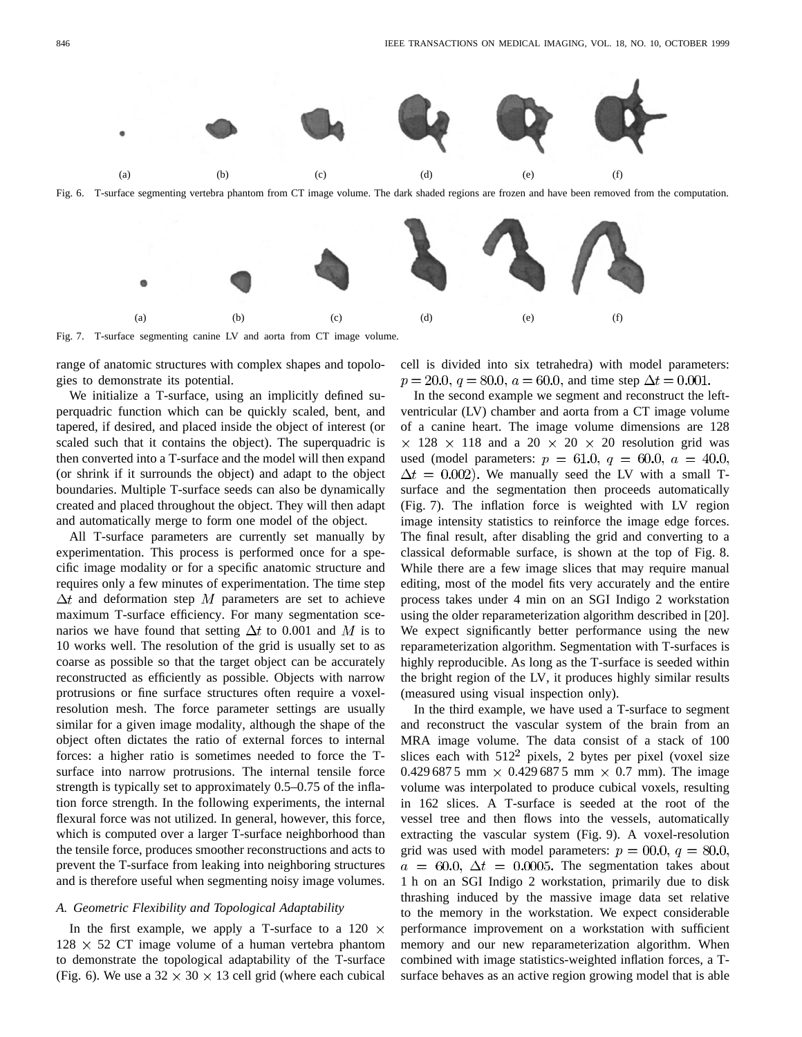(a) (b) (c) (d) (e) (f)

Fig. 6. T-surface segmenting vertebra phantom from CT image volume. The dark shaded regions are frozen and have been removed from the computation.

(a) (b) (c) (d) (e) (f)

Fig. 7. T-surface segmenting canine LV and aorta from CT image volume.

range of anatomic structures with complex shapes and topologies to demonstrate its potential.

We initialize a T-surface, using an implicitly defined superquadric function which can be quickly scaled, bent, and tapered, if desired, and placed inside the object of interest (or scaled such that it contains the object). The superquadric is then converted into a T-surface and the model will then expand (or shrink if it surrounds the object) and adapt to the object boundaries. Multiple T-surface seeds can also be dynamically created and placed throughout the object. They will then adapt and automatically merge to form one model of the object.

All T-surface parameters are currently set manually by experimentation. This process is performed once for a specific image modality or for a specific anatomic structure and requires only a few minutes of experimentation. The time step $\Delta t$ and deformation step $M$ parameters are set to achieve maximum T-surface efficiency. For many segmentation scenarios we have found that setting $\Delta t$ to 0.001 and $M$ is to 10 works well. The resolution of the grid is usually set to as coarse as possible so that the target object can be accurately reconstructed as efficiently as possible. Objects with narrow protrusions or fine surface structures often require a voxel-resolution mesh. The force parameter settings are usually similar for a given image modality, although the shape of the object often dictates the ratio of external forces to internal forces: a higher ratio is sometimes needed to force the T-surface into narrow protrusions. The internal tensile force strength is typically set to approximately 0.5–0.75 of the inflation force strength. In the following experiments, the internal flexural force was not utilized. In general, however, this force, which is computed over a larger T-surface neighborhood than the tensile force, produces smoother reconstructions and acts to prevent the T-surface from leaking into neighboring structures and is therefore useful when segmenting noisy image volumes.

### A. Geometric Flexibility and Topological Adaptability

In the first example, we apply a T-surface to a $120 \times 128 \times 52$ CT image volume of a human vertebra phantom to demonstrate the topological adaptability of the T-surface (Fig. 6). We use a $32 \times 30 \times 13$ cell grid (where each cubical cell is divided into six tetrahedra) with model parameters: $p = 20.0$, $q = 80.0$, $a = 60.0$, and time step $\Delta t = 0.001$.

In the second example we segment and reconstruct the left-ventricular (LV) chamber and aorta from a CT image volume of a canine heart. The image volume dimensions are $128 \times 128 \times 118$ and a $20 \times 20 \times 20$ resolution grid was used (model parameters: $p = 61.0$, $q = 60.0$, $a = 40.0$, $\Delta t = 0.002$). We manually seed the LV with a small T-surface and the segmentation then proceeds automatically (Fig. 7). The inflation force is weighted with LV region image intensity statistics to reinforce the image edge forces. The final result, after disabling the grid and converting to a classical deformable surface, is shown at the top of Fig. 8. While there are a few image slices that may require manual editing, most of the model fits very accurately and the entire process takes under 4 min on an SGI Indigo 2 workstation using the older reparameterization algorithm described in [20]. We expect significantly better performance using the new reparameterization algorithm. Segmentation with T-surfaces is highly reproducible. As long as the T-surface is seeded within the bright region of the LV, it produces highly similar results (measured using visual inspection only).

In the third example, we have used a T-surface to segment and reconstruct the vascular system of the brain from an MRA image volume. The data consist of a stack of 100 slices each with $512^2$ pixels, 2 bytes per pixel (voxel size 0.429 687 5 mm $\times$ 0.429 687 5 mm $\times$ 0.7 mm). The image volume was interpolated to produce cubical voxels, resulting in 162 slices. A T-surface is seeded at the root of the vessel tree and then flows into the vessels, automatically extracting the vascular system (Fig. 9). A voxel-resolution grid was used with model parameters: $p = 00.0$, $q = 80.0$, $a = 60.0$, $\Delta t = 0.0005$. The segmentation takes about 1 h on an SGI Indigo 2 workstation, primarily due to disk thrashing induced by the massive image data set relative to the memory in the workstation. We expect considerable performance improvement on a workstation with sufficient memory and our new reparameterization algorithm. When combined with image statistics-weighted inflation forces, a T-surface behaves as an active region growing model that is able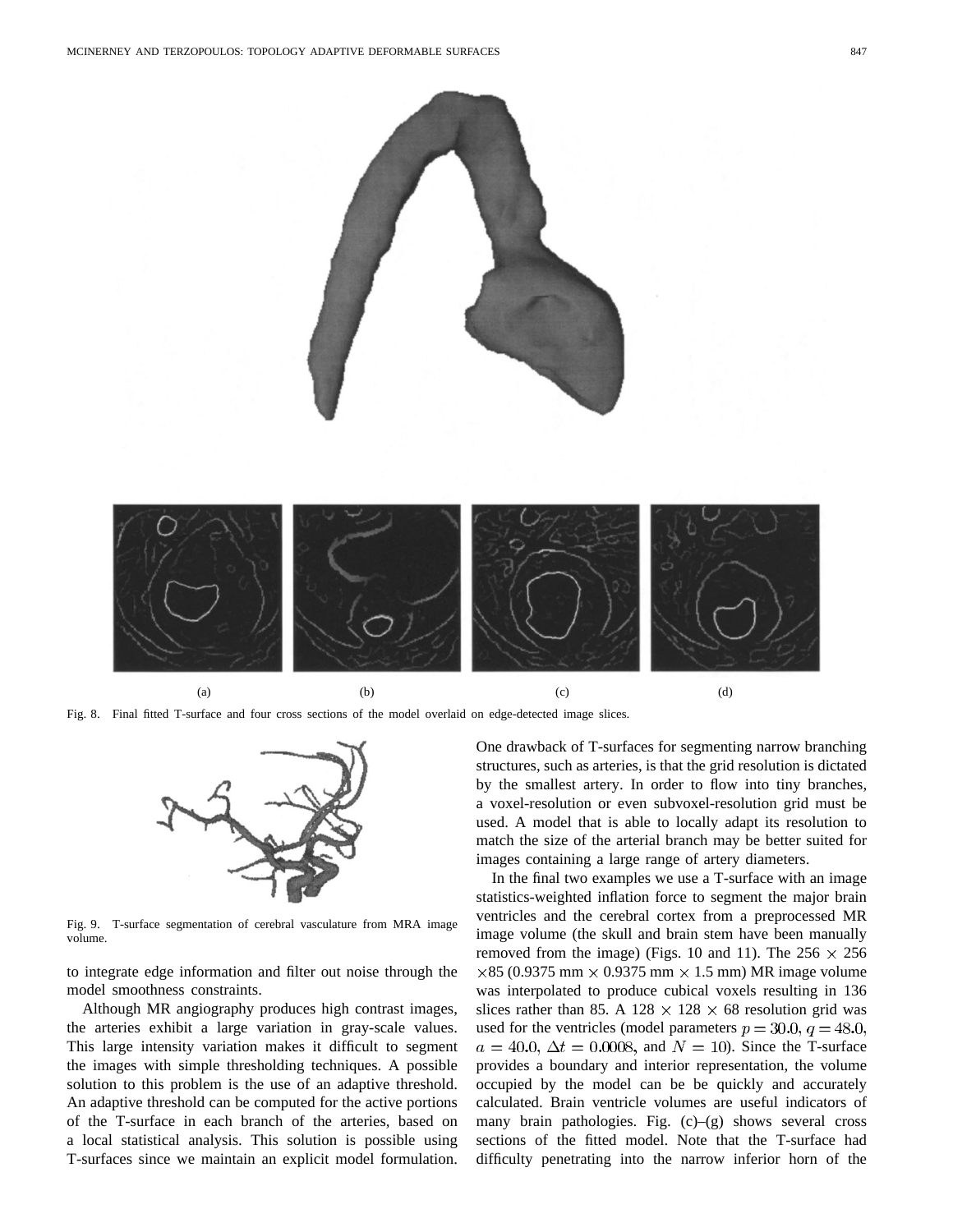(a) (b) (c) (d)

Fig. 8. Final fitted T-surface and four cross sections of the model overlaid on edge-detected image slices.

Fig. 9. T-surface segmentation of cerebral vasculature from MRA image volume.

to integrate edge information and filter out noise through the model smoothness constraints.

Although MR angiography produces high contrast images, the arteries exhibit a large variation in gray-scale values. This large intensity variation makes it difficult to segment the images with simple thresholding techniques. A possible solution to this problem is the use of an adaptive threshold. An adaptive threshold can be computed for the active portions of the T-surface in each branch of the arteries, based on a local statistical analysis. This solution is possible using T-surfaces since we maintain an explicit model formulation. One drawback of T-surfaces for segmenting narrow branching structures, such as arteries, is that the grid resolution is dictated by the smallest artery. In order to flow into tiny branches, a voxel-resolution or even subvoxel-resolution grid must be used. A model that is able to locally adapt its resolution to match the size of the arterial branch may be better suited for images containing a large range of artery diameters.

In the final two examples we use a T-surface with an image statistics-weighted inflation force to segment the major brain ventricles and the cerebral cortex from a preprocessed MR image volume (the skull and brain stem have been manually removed from the image) (Figs. 10 and 11). The $256 \times 256 \times 85$ ($0.9375$ mm $\times$ $0.9375$ mm $\times$ $1.5$ mm) MR image volume was interpolated to produce cubical voxels resulting in 136 slices rather than 85. A $128 \times 128 \times 68$ resolution grid was used for the ventricles (model parameters $p = 30.0$, $q = 48.0$, $a = 40.0$, $\Delta t = 0.0008$, and $N = 10$). Since the T-surface provides a boundary and interior representation, the volume occupied by the model can be be quickly and accurately calculated. Brain ventricle volumes are useful indicators of many brain pathologies. Fig. (c)–(g) shows several cross sections of the fitted model. Note that the T-surface had difficulty penetrating into the narrow inferior horn of the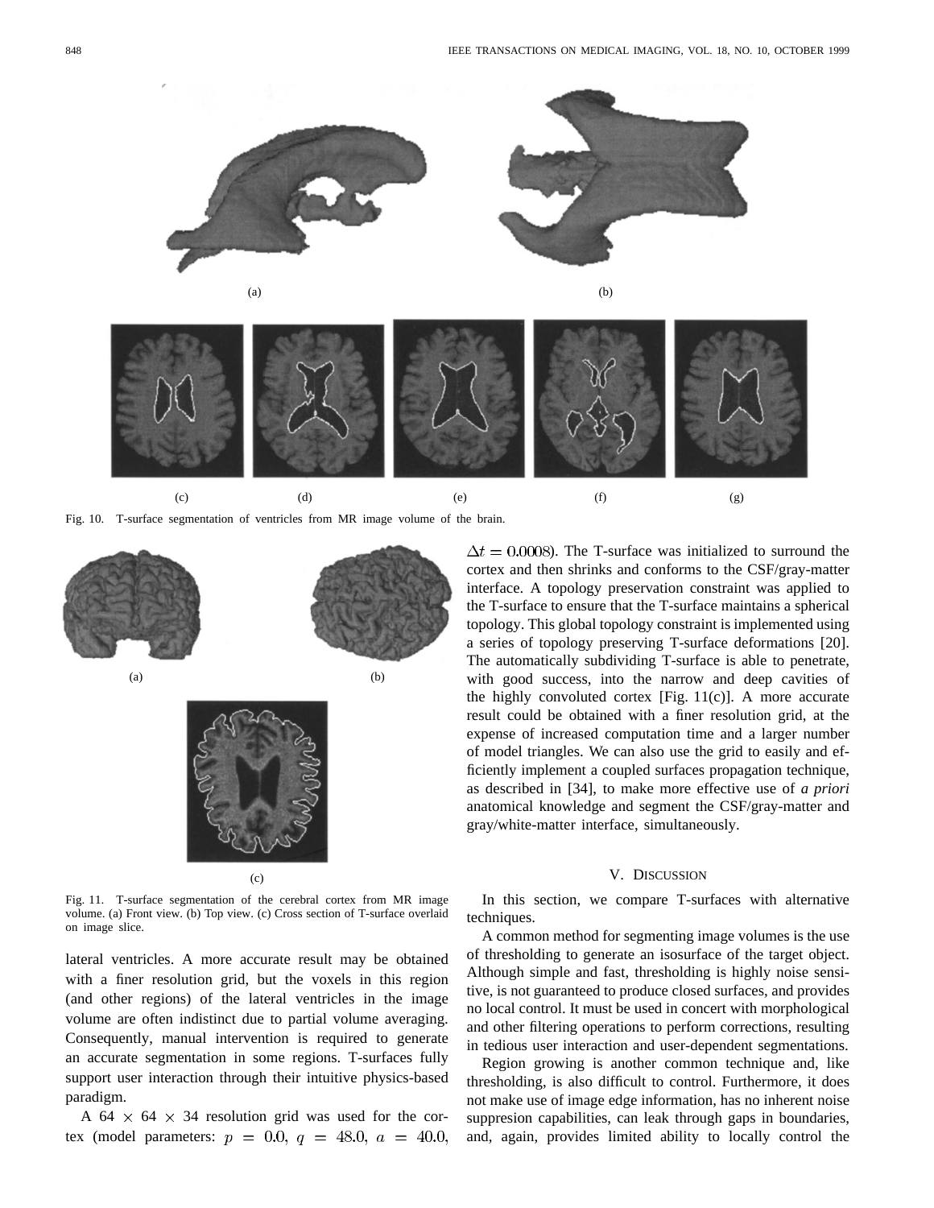(a) (b)

(c) (d) (e) (f) (g)

Fig. 10. T-surface segmentation of ventricles from MR image volume of the brain.

(a) (b)

(c)

Fig. 11. T-surface segmentation of the cerebral cortex from MR image volume. (a) Front view. (b) Top view. (c) Cross section of T-surface overlaid on image slice.

lateral ventricles. A more accurate result may be obtained with a finer resolution grid, but the voxels in this region (and other regions) of the lateral ventricles in the image volume are often indistinct due to partial volume averaging. Consequently, manual intervention is required to generate an accurate segmentation in some regions. T-surfaces fully support user interaction through their intuitive physics-based paradigm.

A $64 \times 64 \times 34$ resolution grid was used for the cortex (model parameters: $p = 0.0$, $q = 48.0$, $a = 40.0$, $\Delta t = 0.0008$). The T-surface was initialized to surround the cortex and then shrinks and conforms to the CSF/gray-matter interface. A topology preservation constraint was applied to the T-surface to ensure that the T-surface maintains a spherical topology. This global topology constraint is implemented using a series of topology preserving T-surface deformations [20]. The automatically subdividing T-surface is able to penetrate, with good success, into the narrow and deep cavities of the highly convoluted cortex [Fig. 11(c)]. A more accurate result could be obtained with a finer resolution grid, at the expense of increased computation time and a larger number of model triangles. We can also use the grid to easily and efficiently implement a coupled surfaces propagation technique, as described in [34], to make more effective use of *a priori* anatomical knowledge and segment the CSF/gray-matter and gray/white-matter interface, simultaneously.

## V. Discussion

In this section, we compare T-surfaces with alternative techniques.

A common method for segmenting image volumes is the use of thresholding to generate an isosurface of the target object. Although simple and fast, thresholding is highly noise sensitive, is not guaranteed to produce closed surfaces, and provides no local control. It must be used in concert with morphological and other filtering operations to perform corrections, resulting in tedious user interaction and user-dependent segmentations.

Region growing is another common technique and, like thresholding, is also difficult to control. Furthermore, it does not make use of image edge information, has no inherent noise suppresion capabilities, can leak through gaps in boundaries, and, again, provides limited ability to locally control the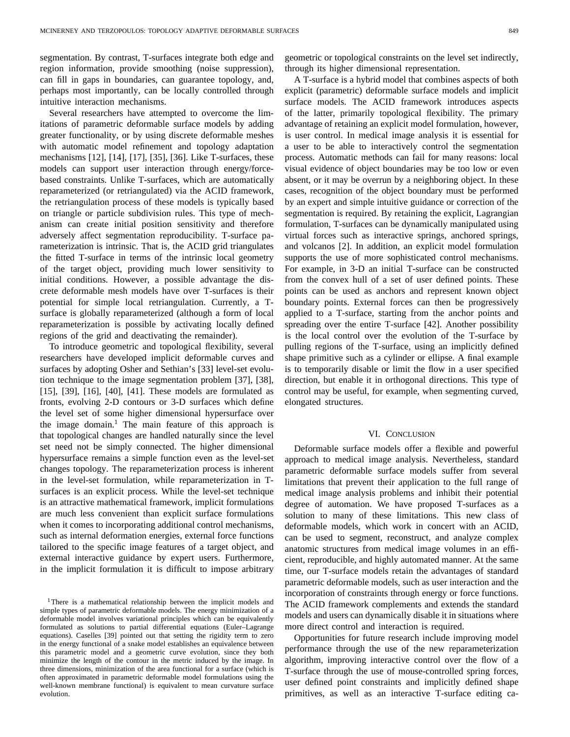segmentation. By contrast, T-surfaces integrate both edge and region information, provide smoothing (noise suppression), can fill in gaps in boundaries, can guarantee topology, and, perhaps most importantly, can be locally controlled through intuitive interaction mechanisms.

Several researchers have attempted to overcome the limitations of parametric deformable surface models by adding greater functionality, or by using discrete deformable meshes with automatic model refinement and topology adaptation mechanisms [12], [14], [17], [35], [36]. Like T-surfaces, these models can support user interaction through energy/force-based constraints. Unlike T-surfaces, which are automatically reparameterized (or retriangulated) via the ACID framework, the retriangulation process of these models is typically based on triangle or particle subdivision rules. This type of mechanism can create initial position sensitivity and therefore adversely affect segmentation reproducibility. T-surface parameterization is intrinsic. That is, the ACID grid triangulates the fitted T-surface in terms of the intrinsic local geometry of the target object, providing much lower sensitivity to initial conditions. However, a possible advantage the discrete deformable mesh models have over T-surfaces is their potential for simple local retriangulation. Currently, a T-surface is globally reparameterized (although a form of local reparameterization is possible by activating locally defined regions of the grid and deactivating the remainder).

To introduce geometric and topological flexibility, several researchers have developed implicit deformable curves and surfaces by adopting Osher and Sethian's [33] level-set evolution technique to the image segmentation problem [37], [38], [15], [39], [16], [40], [41]. These models are formulated as fronts, evolving 2-D contours or 3-D surfaces which define the level set of some higher dimensional hypersurface over the image domain.[1] The main feature of this approach is that topological changes are handled naturally since the level set need not be simply connected. The higher dimensional hypersurface remains a simple function even as the level-set changes topology. The reparameterization process is inherent in the level-set formulation, while reparameterization in T-surfaces is an explicit process. While the level-set technique is an attractive mathematical framework, implicit formulations are much less convenient than explicit surface formulations when it comes to incorporating additional control mechanisms, such as internal deformation energies, external force functions tailored to the specific image features of a target object, and external interactive guidance by expert users. Furthermore, in the implicit formulation it is difficult to impose arbitrary geometric or topological constraints on the level set indirectly, through its higher dimensional representation.

A T-surface is a hybrid model that combines aspects of both explicit (parametric) deformable surface models and implicit surface models. The ACID framework introduces aspects of the latter, primarily topological flexibility. The primary advantage of retaining an explicit model formulation, however, is user control. In medical image analysis it is essential for a user to be able to interactively control the segmentation process. Automatic methods can fail for many reasons: local visual evidence of object boundaries may be too low or even absent, or it may be overrun by a neighboring object. In these cases, recognition of the object boundary must be performed by an expert and simple intuitive guidance or correction of the segmentation is required. By retaining the explicit, Lagrangian formulation, T-surfaces can be dynamically manipulated using virtual forces such as interactive springs, anchored springs, and volcanos [2]. In addition, an explicit model formulation supports the use of more sophisticated control mechanisms. For example, in 3-D an initial T-surface can be constructed from the convex hull of a set of user defined points. These points can be used as anchors and represent known object boundary points. External forces can then be progressively applied to a T-surface, starting from the anchor points and spreading over the entire T-surface [42]. Another possibility is the local control over the evolution of the T-surface by pulling regions of the T-surface, using an implicitly defined shape primitive such as a cylinder or ellipse. A final example is to temporarily disable or limit the flow in a user specified direction, but enable it in orthogonal directions. This type of control may be useful, for example, when segmenting curved, elongated structures.

## VI. Conclusion

Deformable surface models offer a flexible and powerful approach to medical image analysis. Nevertheless, standard parametric deformable surface models suffer from several limitations that prevent their application to the full range of medical image analysis problems and inhibit their potential degree of automation. We have proposed T-surfaces as a solution to many of these limitations. This new class of deformable models, which work in concert with an ACID, can be used to segment, reconstruct, and analyze complex anatomic structures from medical image volumes in an efficient, reproducible, and highly automated manner. At the same time, our T-surface models retain the advantages of standard parametric deformable models, such as user interaction and the incorporation of constraints through energy or force functions. The ACID framework complements and extends the standard models and users can dynamically disable it in situations where more direct control and interaction is required.

Opportunities for future research include improving model performance through the use of the new reparameterization algorithm, improving interactive control over the flow of a T-surface through the use of mouse-controlled spring forces, user defined point constraints and implicitly defined shape primitives, as well as an interactive T-surface editing ca-

[1] There is a mathematical relationship between the implicit models and simple types of parametric deformable models. The energy minimization of a deformable model involves variational principles which can be equivalently formulated as solutions to partial differential equations (Euler–Lagrange equations). Caselles [39] pointed out that setting the rigidity term to zero in the energy functional of a snake model establishes an equivalence between this parametric model and a geometric curve evolution, since they both minimize the length of the contour in the metric induced by the image. In three dimensions, minimization of the area functional for a surface (which is often approximated in parametric deformable model formulations using the well-known membrane functional) is equivalent to mean curvature surface evolution.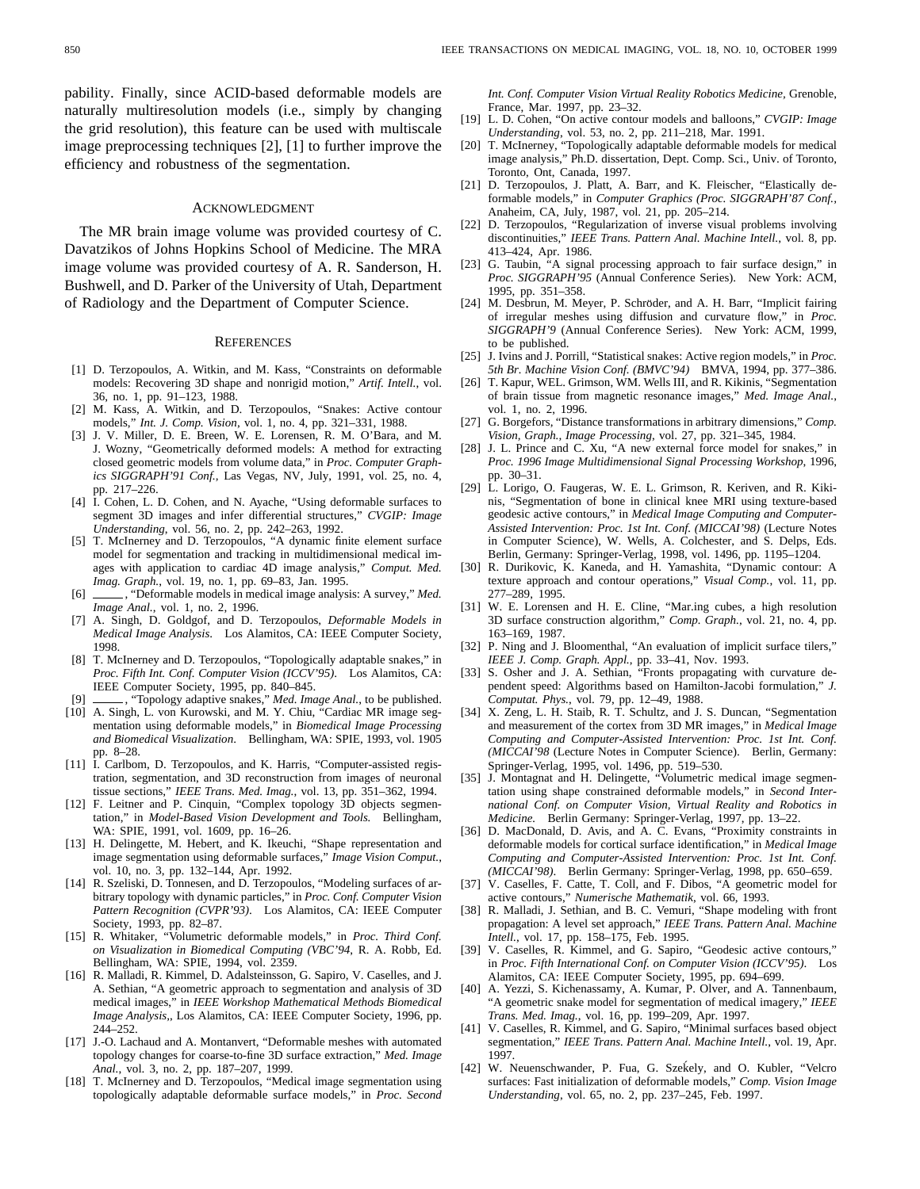pability. Finally, since ACID-based deformable models are naturally multiresolution models (i.e., simply by changing the grid resolution), this feature can be used with multiscale image preprocessing techniques [2], [1] to further improve the efficiency and robustness of the segmentation.

## Acknowledgment

The MR brain image volume was provided courtesy of C. Davatzikos of Johns Hopkins School of Medicine. The MRA image volume was provided courtesy of A. R. Sanderson, H. Bushwell, and D. Parker of the University of Utah, Department of Radiology and the Department of Computer Science.

## References

[1] D. Terzopoulos, A. Witkin, and M. Kass, "Constraints on deformable models: Recovering 3D shape and nonrigid motion," *Artif. Intell.*, vol. 36, no. 1, pp. 91–123, 1988.

[2] M. Kass, A. Witkin, and D. Terzopoulos, "Snakes: Active contour models," *Int. J. Comp. Vision*, vol. 1, no. 4, pp. 321–331, 1988.

[3] J. V. Miller, D. E. Breen, W. E. Lorensen, R. M. O'Bara, and M. J. Wozny, "Geometrically deformed models: A method for extracting closed geometric models from volume data," in *Proc. Computer Graphics SIGGRAPH'91 Conf.*, Las Vegas, NV, July, 1991, vol. 25, no. 4, pp. 217–226.

[4] I. Cohen, L. D. Cohen, and N. Ayache, "Using deformable surfaces to segment 3D images and infer differential structures," *CVGIP: Image Understanding*, vol. 56, no. 2, pp. 242–263, 1992.

[5] T. McInerney and D. Terzopoulos, "A dynamic finite element surface model for segmentation and tracking in multidimensional medical images with application to cardiac 4D image analysis," *Comput. Med. Imag. Graph.*, vol. 19, no. 1, pp. 69–83, Jan. 1995.

[6] ——, "Deformable models in medical image analysis: A survey," *Med. Image Anal.*, vol. 1, no. 2, 1996.

[7] A. Singh, D. Goldgof, and D. Terzopoulos, *Deformable Models in Medical Image Analysis*. Los Alamitos, CA: IEEE Computer Society, 1998.

[8] T. McInerney and D. Terzopoulos, "Topologically adaptable snakes," in *Proc. Fifth Int. Conf. Computer Vision (ICCV'95)*. Los Alamitos, CA: IEEE Computer Society, 1995, pp. 840–845.

[9] ——, "Topology adaptive snakes," *Med. Image Anal.*, to be published.

[10] A. Singh, L. von Kurowski, and M. Y. Chiu, "Cardiac MR image segmentation using deformable models," in *Biomedical Image Processing and Biomedical Visualization*. Bellingham, WA: SPIE, 1993, vol. 1905 pp. 8–28.

[11] I. Carlbom, D. Terzopoulos, and K. Harris, "Computer-assisted registration, segmentation, and 3D reconstruction from images of neuronal tissue sections," *IEEE Trans. Med. Imag.*, vol. 13, pp. 351–362, 1994.

[12] F. Leitner and P. Cinquin, "Complex topology 3D objects segmentation," in *Model-Based Vision Development and Tools.* Bellingham, WA: SPIE, 1991, vol. 1609, pp. 16–26.

[13] H. Delingette, M. Hebert, and K. Ikeuchi, "Shape representation and image segmentation using deformable surfaces," *Image Vision Comput.*, vol. 10, no. 3, pp. 132–144, Apr. 1992.

[14] R. Szeliski, D. Tonnesen, and D. Terzopoulos, "Modeling surfaces of arbitrary topology with dynamic particles," in *Proc. Conf. Computer Vision Pattern Recognition (CVPR'93)*. Los Alamitos, CA: IEEE Computer Society, 1993, pp. 82–87.

[15] R. Whitaker, "Volumetric deformable models," in *Proc. Third Conf. on Visualization in Biomedical Computing (VBC'94*, R. A. Robb, Ed. Bellingham, WA: SPIE, 1994, vol. 2359.

[16] R. Malladi, R. Kimmel, D. Adalsteinsson, G. Sapiro, V. Caselles, and J. A. Sethian, "A geometric approach to segmentation and analysis of 3D medical images," in *IEEE Workshop Mathematical Methods Biomedical Image Analysis*,, Los Alamitos, CA: IEEE Computer Society, 1996, pp. 244–252.

[17] J.-O. Lachaud and A. Montanvert, "Deformable meshes with automated topology changes for coarse-to-fine 3D surface extraction," *Med. Image Anal.*, vol. 3, no. 2, pp. 187–207, 1999.

[18] T. McInerney and D. Terzopoulos, "Medical image segmentation using topologically adaptable deformable surface models," in *Proc. Second Int. Conf. Computer Vision Virtual Reality Robotics Medicine*, Grenoble, France, Mar. 1997, pp. 23–32.

[19] L. D. Cohen, "On active contour models and balloons," *CVGIP: Image Understanding*, vol. 53, no. 2, pp. 211–218, Mar. 1991.

[20] T. McInerney, "Topologically adaptable deformable models for medical image analysis," Ph.D. dissertation, Dept. Comp. Sci., Univ. of Toronto, Toronto, Ont, Canada, 1997.

[21] D. Terzopoulos, J. Platt, A. Barr, and K. Fleischer, "Elastically deformable models," in *Computer Graphics (Proc. SIGGRAPH'87 Conf.*, Anaheim, CA, July, 1987, vol. 21, pp. 205–214.

[22] D. Terzopoulos, "Regularization of inverse visual problems involving discontinuities," *IEEE Trans. Pattern Anal. Machine Intell.*, vol. 8, pp. 413–424, Apr. 1986.

[23] G. Taubin, "A signal processing approach to fair surface design," in *Proc. SIGGRAPH'95* (Annual Conference Series). New York: ACM, 1995, pp. 351–358.

[24] M. Desbrun, M. Meyer, P. Schröder, and A. H. Barr, "Implicit fairing of irregular meshes using diffusion and curvature flow," in *Proc. SIGGRAPH'9* (Annual Conference Series). New York: ACM, 1999, to be published.

[25] J. Ivins and J. Porrill, "Statistical snakes: Active region models," in *Proc. 5th Br. Machine Vision Conf. (BMVC'94)* BMVA, 1994, pp. 377–386.

[26] T. Kapur, WEL. Grimson, WM. Wells III, and R. Kikinis, "Segmentation of brain tissue from magnetic resonance images," *Med. Image Anal.*, vol. 1, no. 2, 1996.

[27] G. Borgefors, "Distance transformations in arbitrary dimensions," *Comp. Vision, Graph., Image Processing*, vol. 27, pp. 321–345, 1984.

[28] J. L. Prince and C. Xu, "A new external force model for snakes," in *Proc. 1996 Image Multidimensional Signal Processing Workshop*, 1996, pp. 30–31.

[29] L. Lorigo, O. Faugeras, W. E. L. Grimson, R. Keriven, and R. Kikinis, "Segmentation of bone in clinical knee MRI using texture-based geodesic active contours," in *Medical Image Computing and Computer-Assisted Intervention: Proc. 1st Int. Conf. (MICCAI'98)* (Lecture Notes in Computer Science), W. Wells, A. Colchester, and S. Delps, Eds. Berlin, Germany: Springer-Verlag, 1998, vol. 1496, pp. 1195–1204.

[30] R. Durikovic, K. Kaneda, and H. Yamashita, "Dynamic contour: A texture approach and contour operations," *Visual Comp.*, vol. 11, pp. 277–289, 1995.

[31] W. E. Lorensen and H. E. Cline, "Mar.ing cubes, a high resolution 3D surface construction algorithm," *Comp. Graph.*, vol. 21, no. 4, pp. 163–169, 1987.

[32] P. Ning and J. Bloomenthal, "An evaluation of implicit surface tilers," *IEEE J. Comp. Graph. Appl.*, pp. 33–41, Nov. 1993.

[33] S. Osher and J. A. Sethian, "Fronts propagating with curvature dependent speed: Algorithms based on Hamilton-Jacobi formulation," *J. Computat. Phys.*, vol. 79, pp. 12–49, 1988.

[34] X. Zeng, L. H. Staib, R. T. Schultz, and J. S. Duncan, "Segmentation and measurement of the cortex from 3D MR images," in *Medical Image Computing and Computer-Assisted Intervention: Proc. 1st Int. Conf. (MICCAI'98* (Lecture Notes in Computer Science). Berlin, Germany: Springer-Verlag, 1995, vol. 1496, pp. 519–530.

[35] J. Montagnat and H. Delingette, "Volumetric medical image segmentation using shape constrained deformable models," in *Second International Conf. on Computer Vision, Virtual Reality and Robotics in Medicine*. Berlin Germany: Springer-Verlag, 1997, pp. 13–22.

[36] D. MacDonald, D. Avis, and A. C. Evans, "Proximity constraints in deformable models for cortical surface identification," in *Medical Image Computing and Computer-Assisted Intervention: Proc. 1st Int. Conf. (MICCAI'98)*. Berlin Germany: Springer-Verlag, 1998, pp. 650–659.

[37] V. Caselles, F. Catte, T. Coll, and F. Dibos, "A geometric model for active contours," *Numerische Mathematik*, vol. 66, 1993.

[38] R. Malladi, J. Sethian, and B. C. Vemuri, "Shape modeling with front propagation: A level set approach," *IEEE Trans. Pattern Anal. Machine Intell.*, vol. 17, pp. 158–175, Feb. 1995.

[39] V. Caselles, R. Kimmel, and G. Sapiro, "Geodesic active contours," in *Proc. Fifth International Conf. on Computer Vision (ICCV'95)*. Los Alamitos, CA: IEEE Computer Society, 1995, pp. 694–699.

[40] A. Yezzi, S. Kichenassamy, A. Kumar, P. Olver, and A. Tannenbaum, "A geometric snake model for segmentation of medical imagery," *IEEE Trans. Med. Imag.*, vol. 16, pp. 199–209, Apr. 1997.

[41] V. Caselles, R. Kimmel, and G. Sapiro, "Minimal surfaces based object segmentation," *IEEE Trans. Pattern Anal. Machine Intell.*, vol. 19, Apr. 1997.

[42] W. Neuenschwander, P. Fua, G. Székely, and O. Kubler, "Velcro surfaces: Fast initialization of deformable models," *Comp. Vision Image Understanding*, vol. 65, no. 2, pp. 237–245, Feb. 1997.